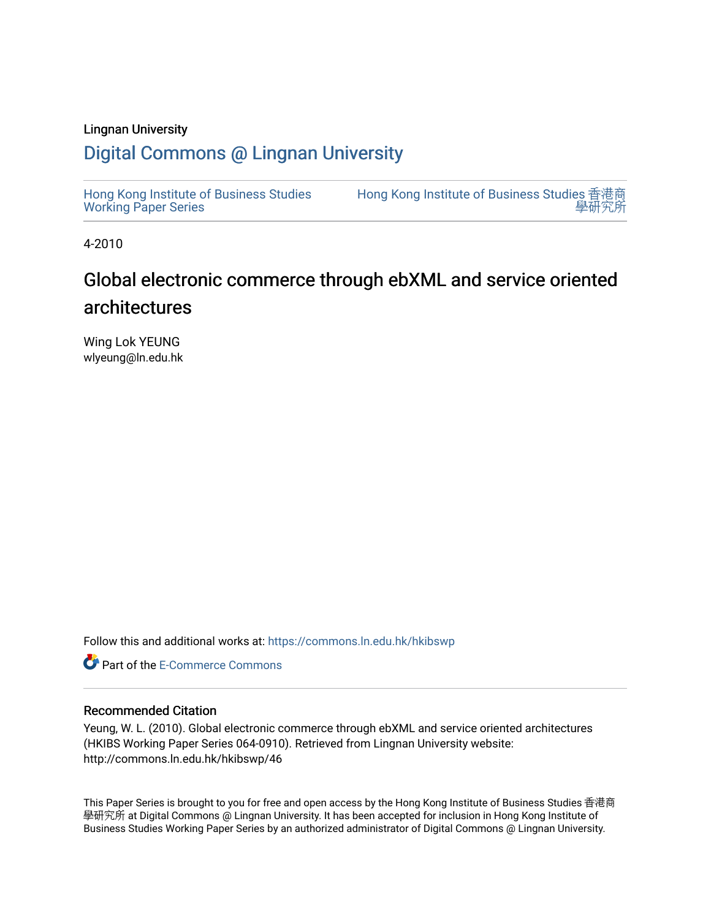Lingnan University

# Digital Commons @ Lingnan University

Hong Kong Institute of Business Studies Working Paper Series

Hong Kong Institute of Business Studies 香港商學研究所

4-2010

# Global electronic commerce through ebXML and service oriented architectures

Wing Lok YEUNG
wlyeung@ln.edu.hk

Follow this and additional works at: https://commons.ln.edu.hk/hkibswp

Part of the E-Commerce Commons

## Recommended Citation

Yeung, W. L. (2010). Global electronic commerce through ebXML and service oriented architectures (HKIBS Working Paper Series 064-0910). Retrieved from Lingnan University website: http://commons.ln.edu.hk/hkibswp/46

This Paper Series is brought to you for free and open access by the Hong Kong Institute of Business Studies 香港商學研究所 at Digital Commons @ Lingnan University. It has been accepted for inclusion in Hong Kong Institute of Business Studies Working Paper Series by an authorized administrator of Digital Commons @ Lingnan University.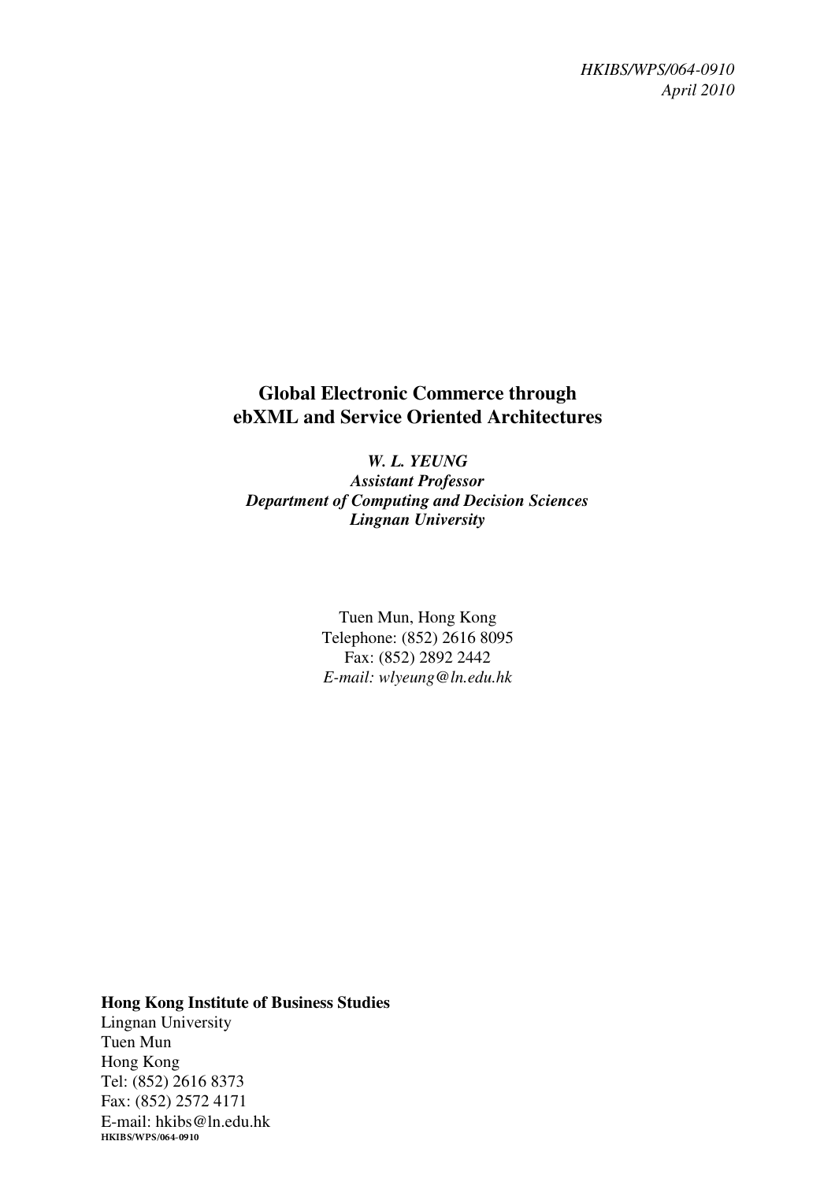*HKIBS/WPS/064-0910*
*April 2010*

# Global Electronic Commerce through ebXML and Service Oriented Architectures

***W. L. YEUNG***
***Assistant Professor***
***Department of Computing and Decision Sciences***
***Lingnan University***

Tuen Mun, Hong Kong
Telephone: (852) 2616 8095
Fax: (852) 2892 2442
*E-mail: wlyeung@ln.edu.hk*

**Hong Kong Institute of Business Studies**
Lingnan University
Tuen Mun
Hong Kong
Tel: (852) 2616 8373
Fax: (852) 2572 4171
E-mail: hkibs@ln.edu.hk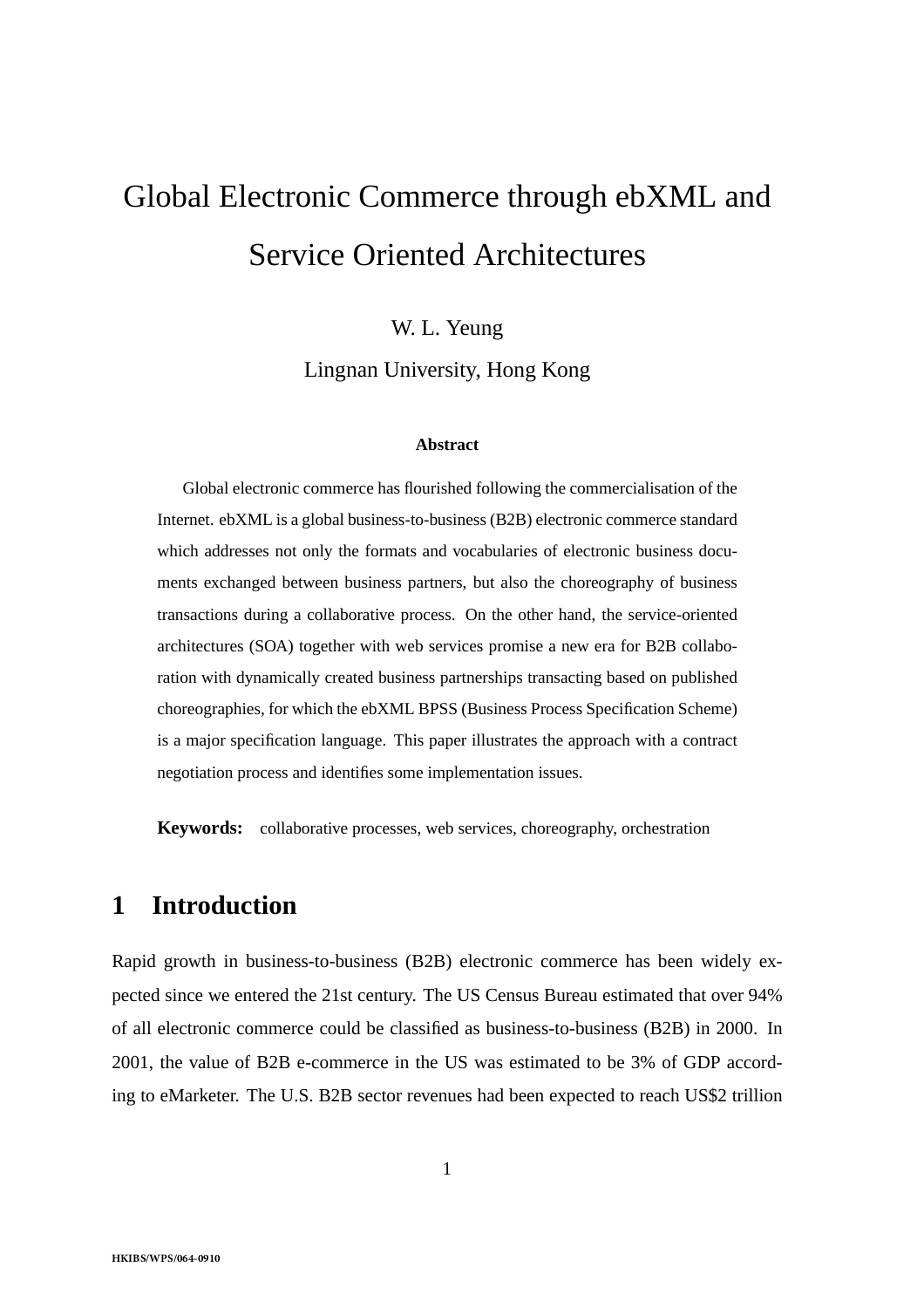# Global Electronic Commerce through ebXML and Service Oriented Architectures

W. L. Yeung

Lingnan University, Hong Kong

**Abstract**

Global electronic commerce has flourished following the commercialisation of the Internet. ebXML is a global business-to-business (B2B) electronic commerce standard which addresses not only the formats and vocabularies of electronic business documents exchanged between business partners, but also the choreography of business transactions during a collaborative process. On the other hand, the service-oriented architectures (SOA) together with web services promise a new era for B2B collaboration with dynamically created business partnerships transacting based on published choreographies, for which the ebXML BPSS (Business Process Specification Scheme) is a major specification language. This paper illustrates the approach with a contract negotiation process and identifies some implementation issues.

**Keywords:** collaborative processes, web services, choreography, orchestration

## 1 Introduction

Rapid growth in business-to-business (B2B) electronic commerce has been widely expected since we entered the 21st century. The US Census Bureau estimated that over 94% of all electronic commerce could be classified as business-to-business (B2B) in 2000. In 2001, the value of B2B e-commerce in the US was estimated to be 3% of GDP according to eMarketer. The U.S. B2B sector revenues had been expected to reach US$2 trillion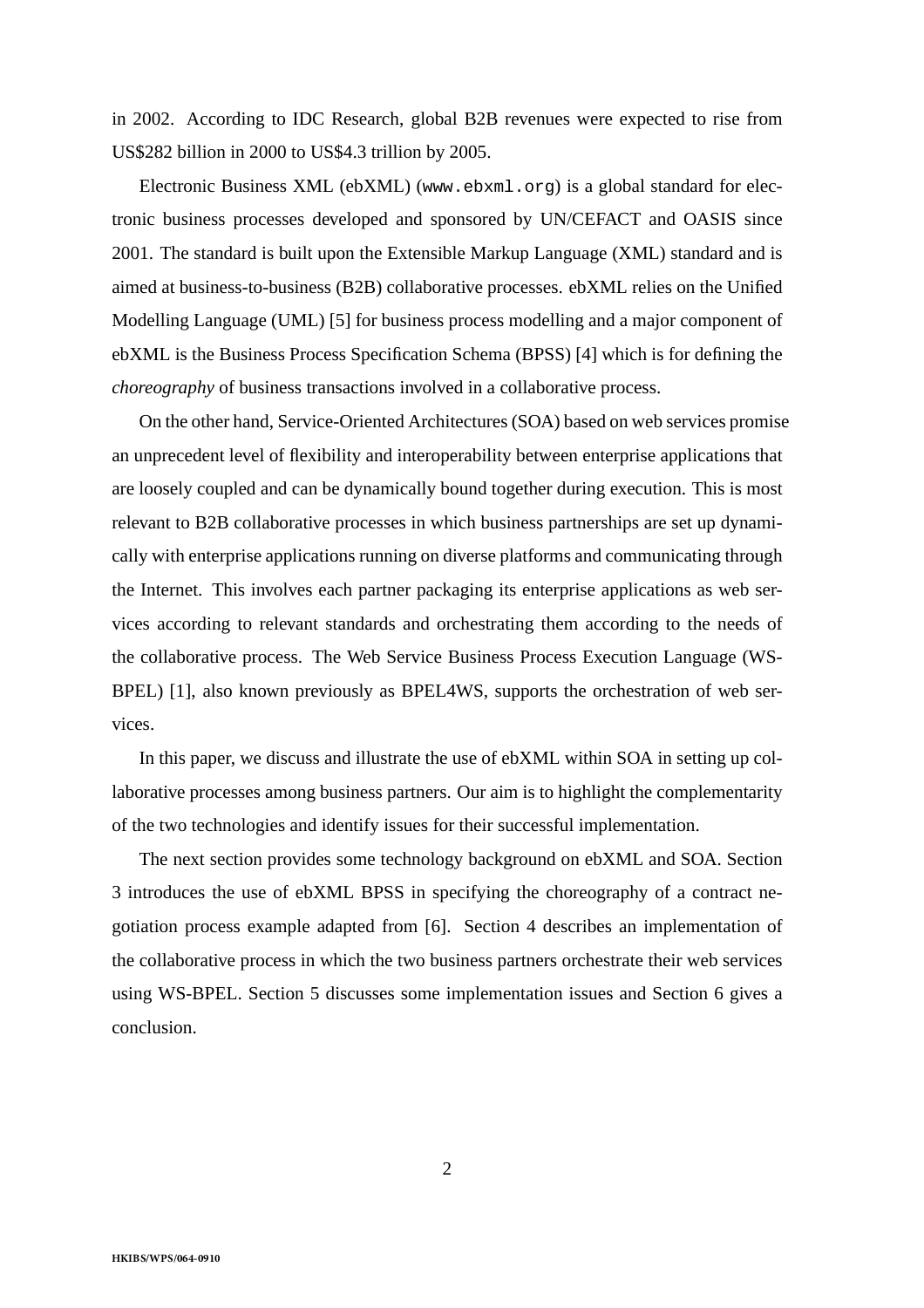in 2002. According to IDC Research, global B2B revenues were expected to rise from US$282 billion in 2000 to US$4.3 trillion by 2005.

Electronic Business XML (ebXML) (`www.ebxml.org`) is a global standard for electronic business processes developed and sponsored by UN/CEFACT and OASIS since 2001. The standard is built upon the Extensible Markup Language (XML) standard and is aimed at business-to-business (B2B) collaborative processes. ebXML relies on the Unified Modelling Language (UML) [5] for business process modelling and a major component of ebXML is the Business Process Specification Schema (BPSS) [4] which is for defining the *choreography* of business transactions involved in a collaborative process.

On the other hand, Service-Oriented Architectures (SOA) based on web services promise an unprecedent level of flexibility and interoperability between enterprise applications that are loosely coupled and can be dynamically bound together during execution. This is most relevant to B2B collaborative processes in which business partnerships are set up dynamically with enterprise applications running on diverse platforms and communicating through the Internet. This involves each partner packaging its enterprise applications as web services according to relevant standards and orchestrating them according to the needs of the collaborative process. The Web Service Business Process Execution Language (WS-BPEL) [1], also known previously as BPEL4WS, supports the orchestration of web services.

In this paper, we discuss and illustrate the use of ebXML within SOA in setting up collaborative processes among business partners. Our aim is to highlight the complementarity of the two technologies and identify issues for their successful implementation.

The next section provides some technology background on ebXML and SOA. Section 3 introduces the use of ebXML BPSS in specifying the choreography of a contract negotiation process example adapted from [6]. Section 4 describes an implementation of the collaborative process in which the two business partners orchestrate their web services using WS-BPEL. Section 5 discusses some implementation issues and Section 6 gives a conclusion.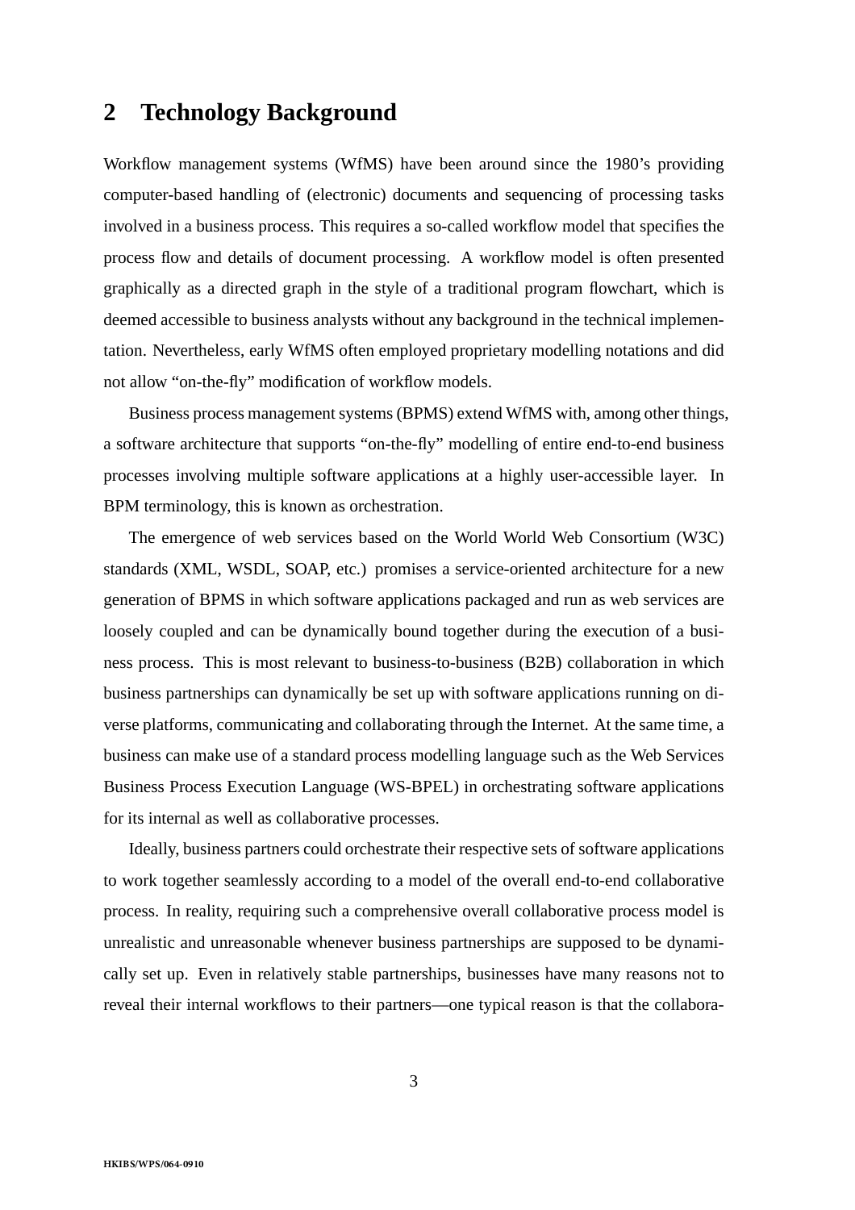## 2 Technology Background

Workflow management systems (WfMS) have been around since the 1980's providing computer-based handling of (electronic) documents and sequencing of processing tasks involved in a business process. This requires a so-called workflow model that specifies the process flow and details of document processing. A workflow model is often presented graphically as a directed graph in the style of a traditional program flowchart, which is deemed accessible to business analysts without any background in the technical implementation. Nevertheless, early WfMS often employed proprietary modelling notations and did not allow "on-the-fly" modification of workflow models.

Business process management systems (BPMS) extend WfMS with, among other things, a software architecture that supports "on-the-fly" modelling of entire end-to-end business processes involving multiple software applications at a highly user-accessible layer. In BPM terminology, this is known as orchestration.

The emergence of web services based on the World World Web Consortium (W3C) standards (XML, WSDL, SOAP, etc.) promises a service-oriented architecture for a new generation of BPMS in which software applications packaged and run as web services are loosely coupled and can be dynamically bound together during the execution of a business process. This is most relevant to business-to-business (B2B) collaboration in which business partnerships can dynamically be set up with software applications running on diverse platforms, communicating and collaborating through the Internet. At the same time, a business can make use of a standard process modelling language such as the Web Services Business Process Execution Language (WS-BPEL) in orchestrating software applications for its internal as well as collaborative processes.

Ideally, business partners could orchestrate their respective sets of software applications to work together seamlessly according to a model of the overall end-to-end collaborative process. In reality, requiring such a comprehensive overall collaborative process model is unrealistic and unreasonable whenever business partnerships are supposed to be dynamically set up. Even in relatively stable partnerships, businesses have many reasons not to reveal their internal workflows to their partners—one typical reason is that the collabora-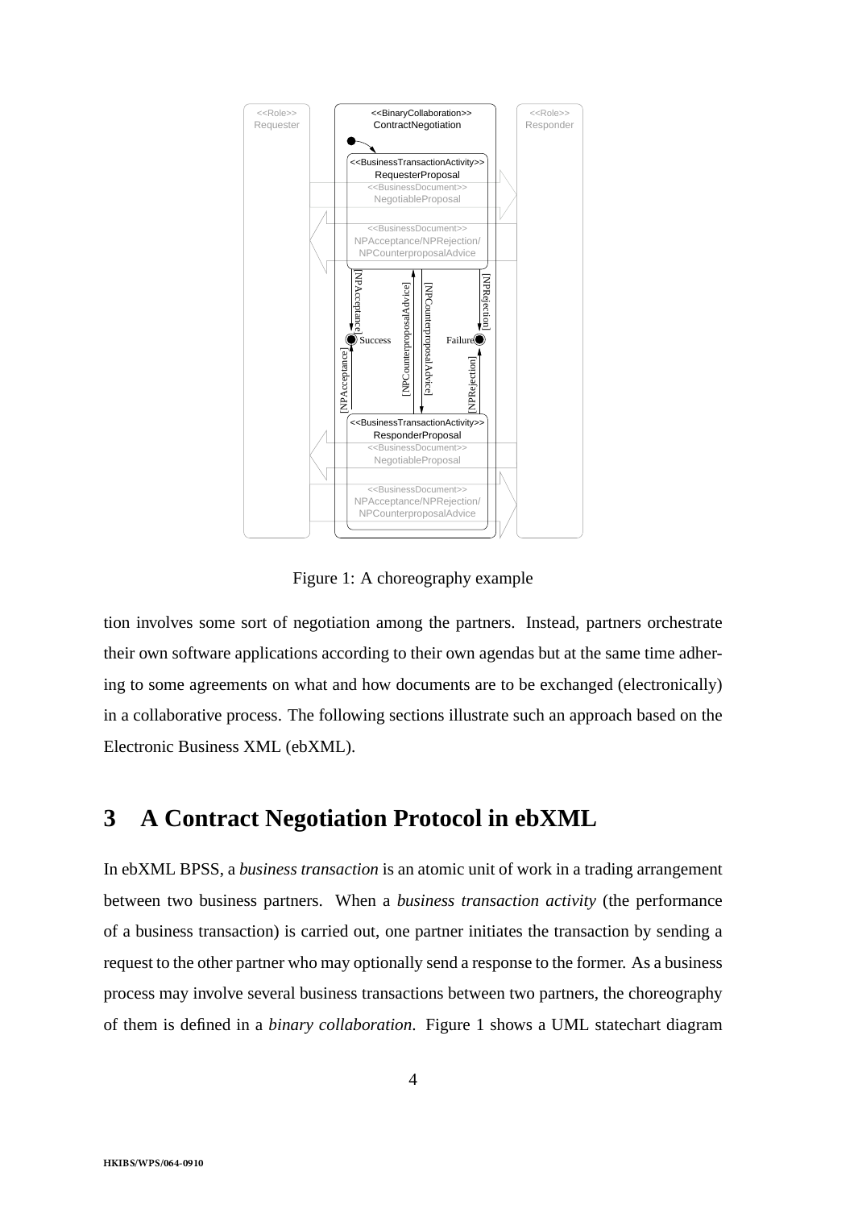Figure 1: A choreography example

tion involves some sort of negotiation among the partners. Instead, partners orchestrate their own software applications according to their own agendas but at the same time adhering to some agreements on what and how documents are to be exchanged (electronically) in a collaborative process. The following sections illustrate such an approach based on the Electronic Business XML (ebXML).

## 3 A Contract Negotiation Protocol in ebXML

In ebXML BPSS, a *business transaction* is an atomic unit of work in a trading arrangement between two business partners. When a *business transaction activity* (the performance of a business transaction) is carried out, one partner initiates the transaction by sending a request to the other partner who may optionally send a response to the former. As a business process may involve several business transactions between two partners, the choreography of them is defined in a *binary collaboration*. Figure 1 shows a UML statechart diagram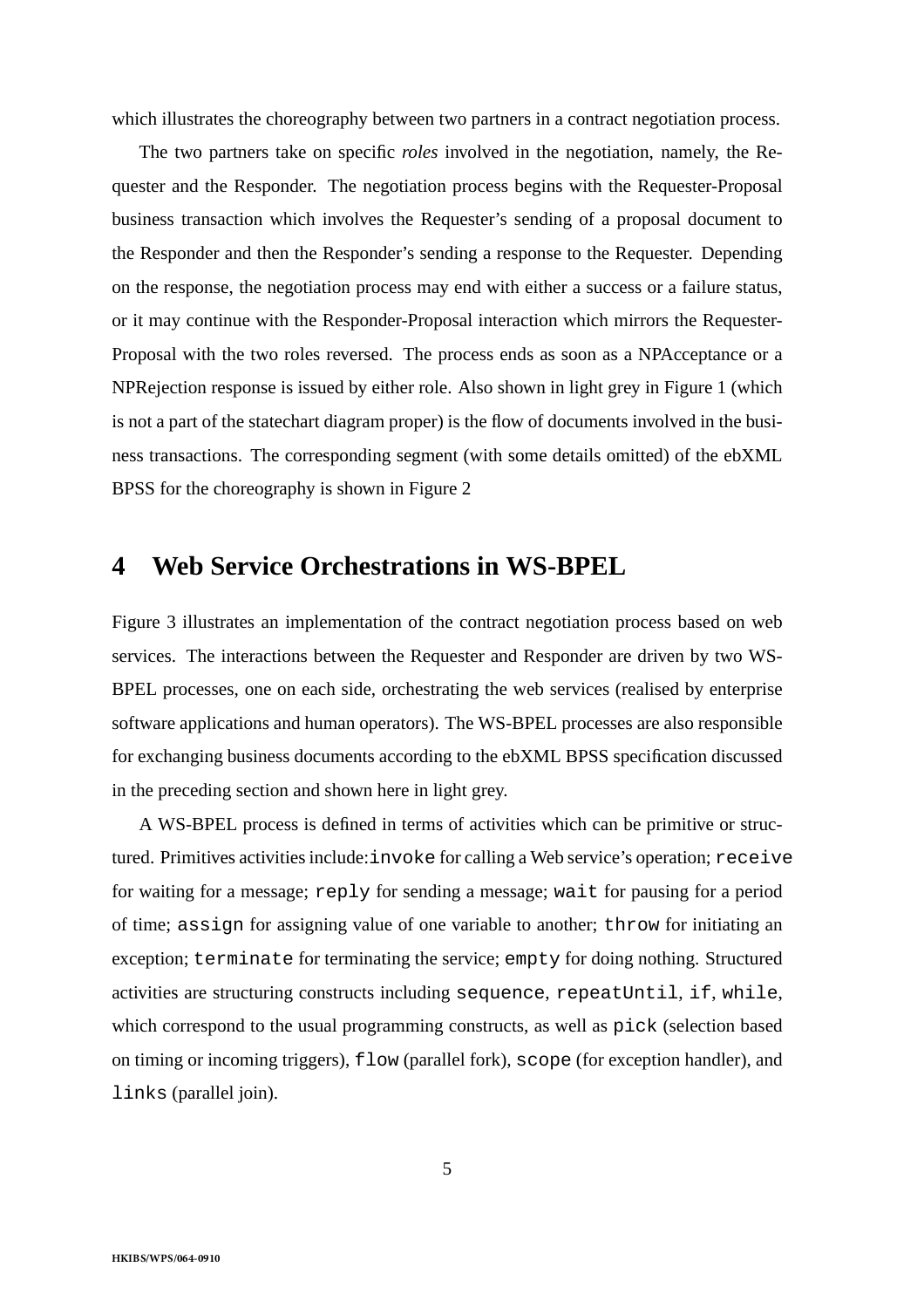which illustrates the choreography between two partners in a contract negotiation process.

The two partners take on specific *roles* involved in the negotiation, namely, the Requester and the Responder. The negotiation process begins with the Requester-Proposal business transaction which involves the Requester's sending of a proposal document to the Responder and then the Responder's sending a response to the Requester. Depending on the response, the negotiation process may end with either a success or a failure status, or it may continue with the Responder-Proposal interaction which mirrors the Requester-Proposal with the two roles reversed. The process ends as soon as a NPAcceptance or a NPRejection response is issued by either role. Also shown in light grey in Figure 1 (which is not a part of the statechart diagram proper) is the flow of documents involved in the business transactions. The corresponding segment (with some details omitted) of the ebXML BPSS for the choreography is shown in Figure 2

## 4 Web Service Orchestrations in WS-BPEL

Figure 3 illustrates an implementation of the contract negotiation process based on web services. The interactions between the Requester and Responder are driven by two WS-BPEL processes, one on each side, orchestrating the web services (realised by enterprise software applications and human operators). The WS-BPEL processes are also responsible for exchanging business documents according to the ebXML BPSS specification discussed in the preceding section and shown here in light grey.

A WS-BPEL process is defined in terms of activities which can be primitive or structured. Primitives activities include: `invoke` for calling a Web service's operation; `receive` for waiting for a message; `reply` for sending a message; `wait` for pausing for a period of time; `assign` for assigning value of one variable to another; `throw` for initiating an exception; `terminate` for terminating the service; `empty` for doing nothing. Structured activities are structuring constructs including `sequence`, `repeatUntil`, `if`, `while`, which correspond to the usual programming constructs, as well as `pick` (selection based on timing or incoming triggers), `flow` (parallel fork), `scope` (for exception handler), and `links` (parallel join).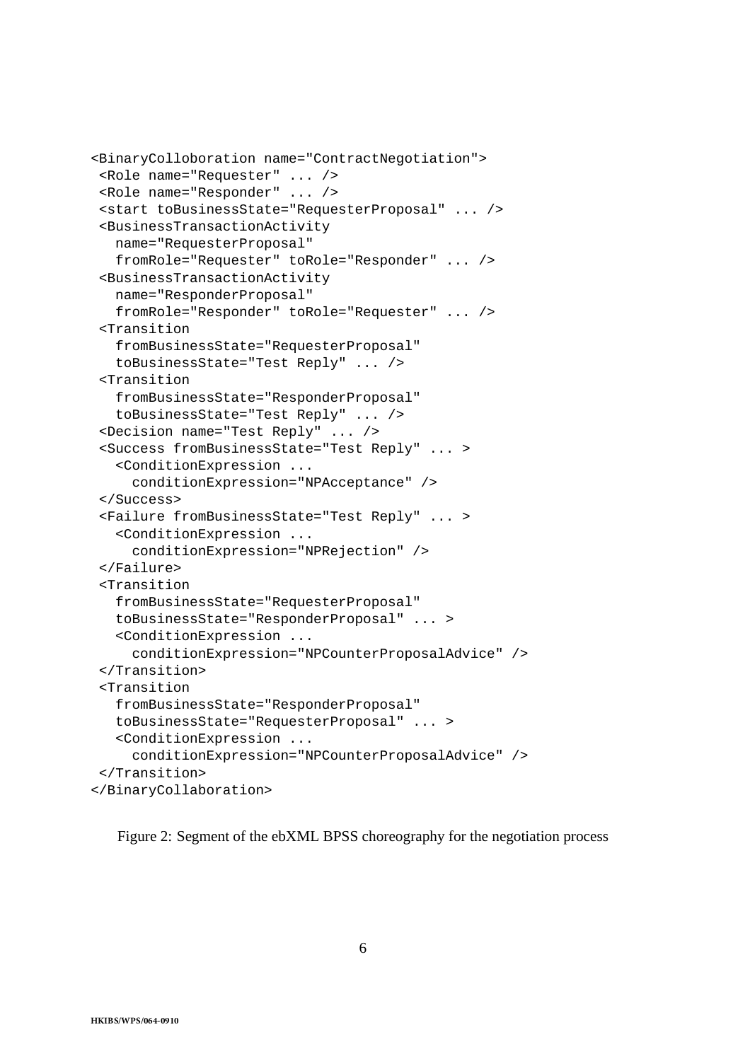```
<BinaryColloboration name="ContractNegotiation">
 <Role name="Requester" ... />
 <Role name="Responder" ... />
 <start toBusinessState="RequesterProposal" ... />
 <BusinessTransactionActivity
   name="RequesterProposal"
   fromRole="Requester" toRole="Responder" ... />
 <BusinessTransactionActivity
   name="ResponderProposal"
   fromRole="Responder" toRole="Requester" ... />
 <Transition
   fromBusinessState="RequesterProposal"
   toBusinessState="Test Reply" ... />
 <Transition
   fromBusinessState="ResponderProposal"
   toBusinessState="Test Reply" ... />
 <Decision name="Test Reply" ... />
 <Success fromBusinessState="Test Reply" ... >
   <ConditionExpression ...
     conditionExpression="NPAcceptance" />
 </Success>
 <Failure fromBusinessState="Test Reply" ... >
   <ConditionExpression ...
     conditionExpression="NPRejection" />
 </Failure>
 <Transition
   fromBusinessState="RequesterProposal"
   toBusinessState="ResponderProposal" ... >
   <ConditionExpression ...
     conditionExpression="NPCounterProposalAdvice" />
 </Transition>
 <Transition
   fromBusinessState="ResponderProposal"
   toBusinessState="RequesterProposal" ... >
   <ConditionExpression ...
     conditionExpression="NPCounterProposalAdvice" />
 </Transition>
</BinaryCollaboration>
```

Figure 2: Segment of the ebXML BPSS choreography for the negotiation process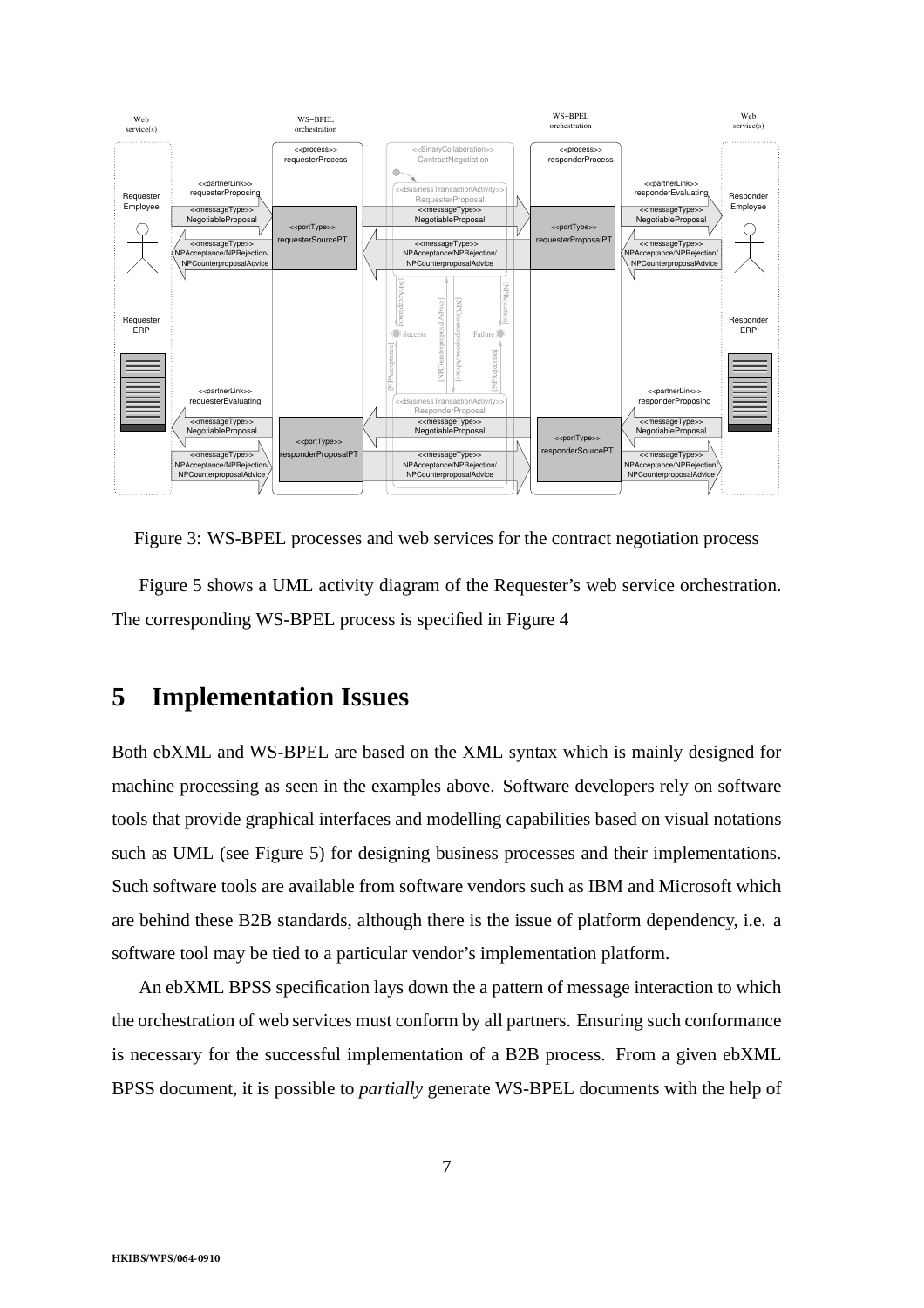Figure 3: WS-BPEL processes and web services for the contract negotiation process

Figure 5 shows a UML activity diagram of the Requester's web service orchestration. The corresponding WS-BPEL process is specified in Figure 4

# 5 Implementation Issues

Both ebXML and WS-BPEL are based on the XML syntax which is mainly designed for machine processing as seen in the examples above. Software developers rely on software tools that provide graphical interfaces and modelling capabilities based on visual notations such as UML (see Figure 5) for designing business processes and their implementations. Such software tools are available from software vendors such as IBM and Microsoft which are behind these B2B standards, although there is the issue of platform dependency, i.e. a software tool may be tied to a particular vendor's implementation platform.

An ebXML BPSS specification lays down the a pattern of message interaction to which the orchestration of web services must conform by all partners. Ensuring such conformance is necessary for the successful implementation of a B2B process. From a given ebXML BPSS document, it is possible to *partially* generate WS-BPEL documents with the help of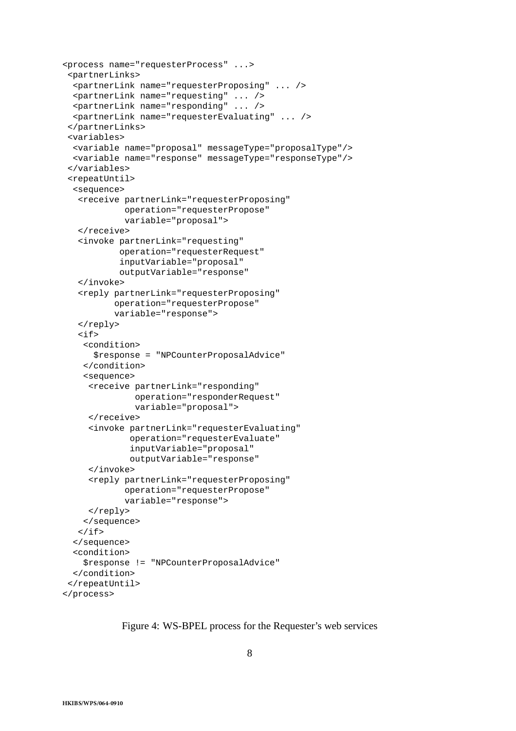```
<process name="requesterProcess" ...>
 <partnerLinks>
  <partnerLink name="requesterProposing" ... />
  <partnerLink name="requesting" ... />
  <partnerLink name="responding" ... />
  <partnerLink name="requesterEvaluating" ... />
 </partnerLinks>
 <variables>
  <variable name="proposal" messageType="proposalType"/>
  <variable name="response" messageType="responseType"/>
 </variables>
 <repeatUntil>
  <sequence>
   <receive partnerLink="requesterProposing"
            operation="requesterPropose"
            variable="proposal">
   </receive>
   <invoke partnerLink="requesting"
           operation="requesterRequest"
           inputVariable="proposal"
           outputVariable="response"
   </invoke>
   <reply partnerLink="requesterProposing"
          operation="requesterPropose"
          variable="response">
   </reply>
   <if>
    <condition>
      $response = "NPCounterProposalAdvice"
    </condition>
    <sequence>
     <receive partnerLink="responding"
              operation="responderRequest"
              variable="proposal">
     </receive>
     <invoke partnerLink="requesterEvaluating"
             operation="requesterEvaluate"
             inputVariable="proposal"
             outputVariable="response"
     </invoke>
     <reply partnerLink="requesterProposing"
            operation="requesterPropose"
            variable="response">
     </reply>
    </sequence>
   </if>
  </sequence>
  <condition>
    $response != "NPCounterProposalAdvice"
  </condition>
 </repeatUntil>
</process>
```

Figure 4: WS-BPEL process for the Requester's web services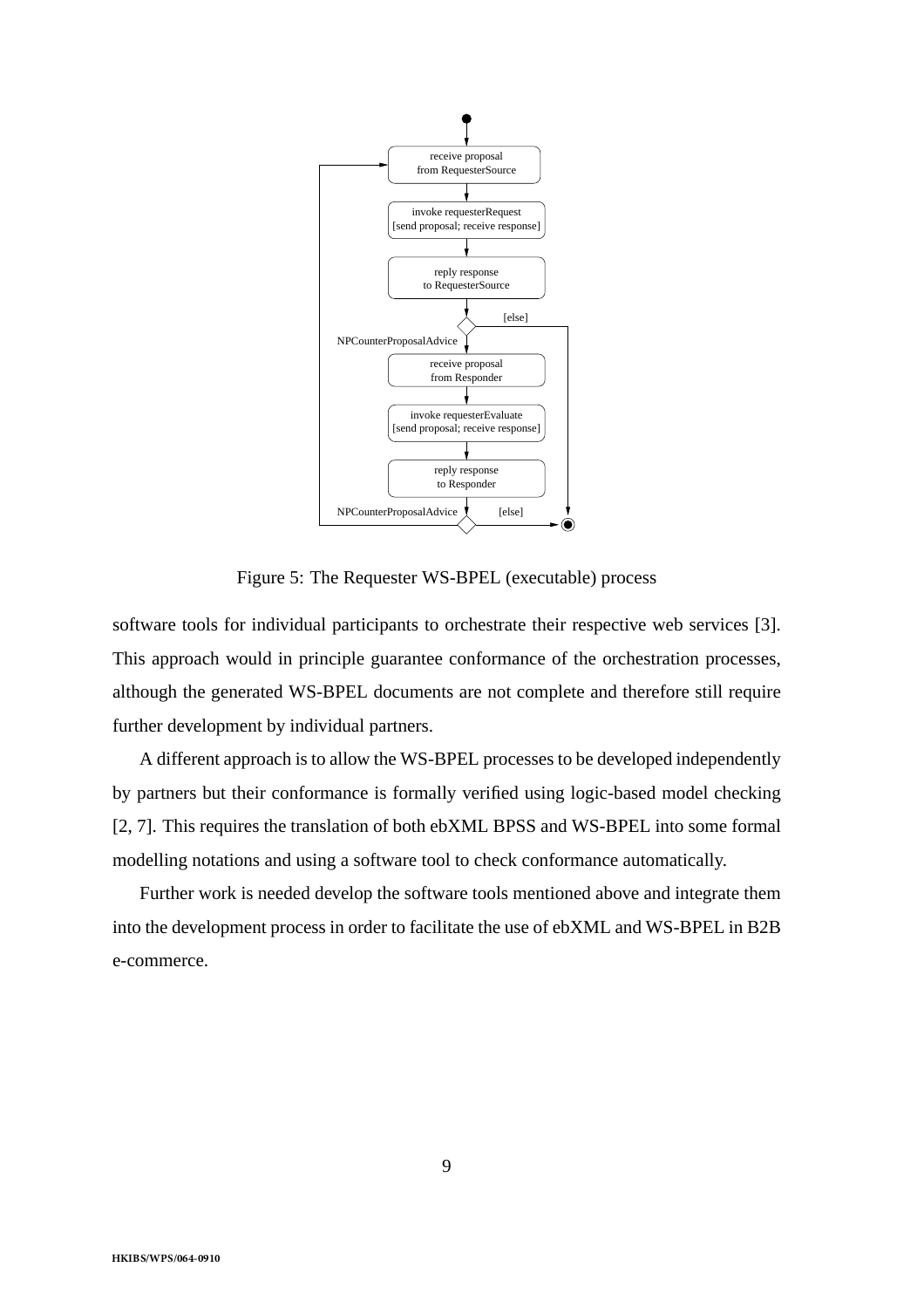Figure 5: The Requester WS-BPEL (executable) process

software tools for individual participants to orchestrate their respective web services [3]. This approach would in principle guarantee conformance of the orchestration processes, although the generated WS-BPEL documents are not complete and therefore still require further development by individual partners.

A different approach is to allow the WS-BPEL processes to be developed independently by partners but their conformance is formally verified using logic-based model checking [2, 7]. This requires the translation of both ebXML BPSS and WS-BPEL into some formal modelling notations and using a software tool to check conformance automatically.

Further work is needed develop the software tools mentioned above and integrate them into the development process in order to facilitate the use of ebXML and WS-BPEL in B2B e-commerce.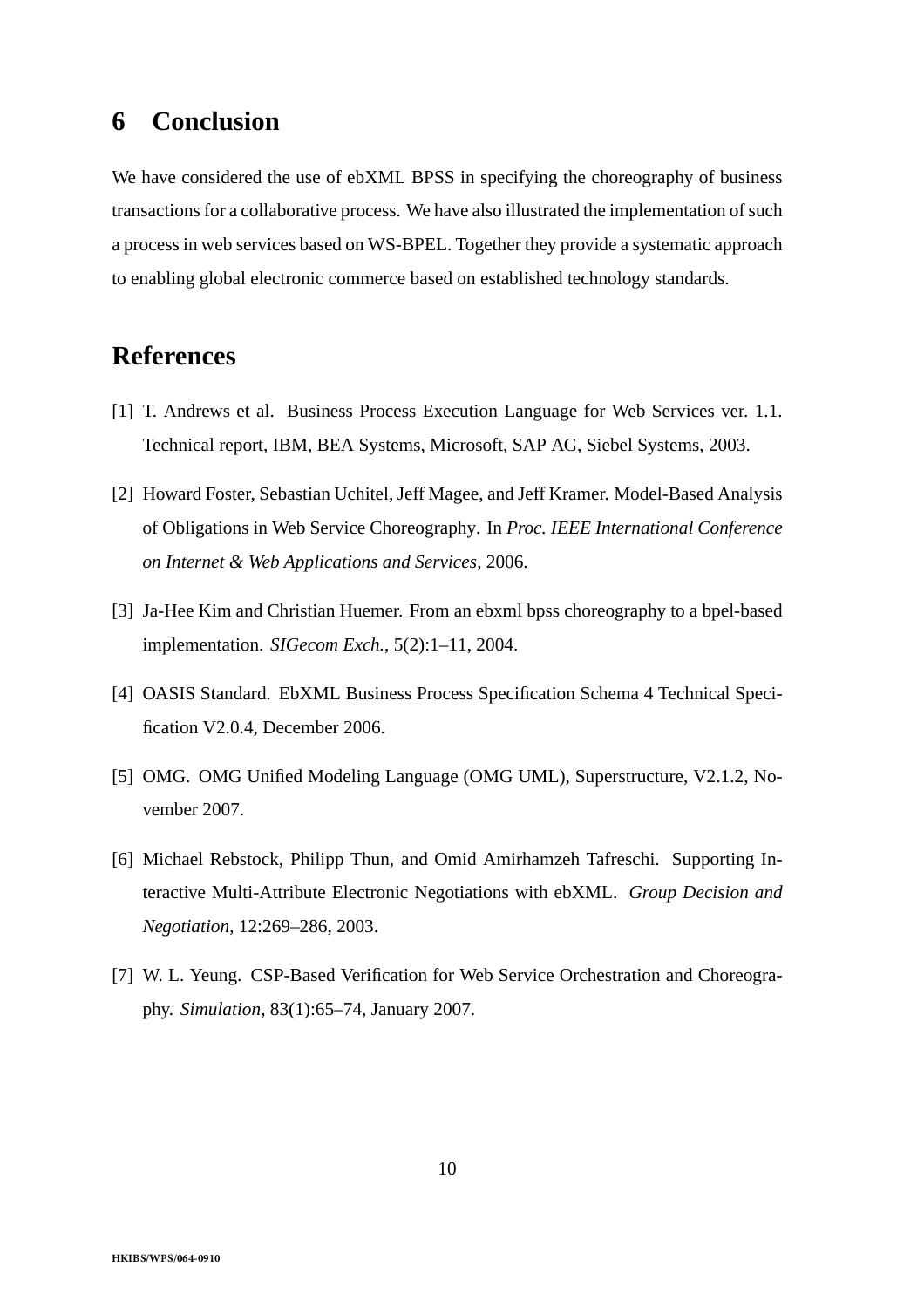## 6 Conclusion

We have considered the use of ebXML BPSS in specifying the choreography of business transactions for a collaborative process. We have also illustrated the implementation of such a process in web services based on WS-BPEL. Together they provide a systematic approach to enabling global electronic commerce based on established technology standards.

## References

[1] T. Andrews et al. Business Process Execution Language for Web Services ver. 1.1. Technical report, IBM, BEA Systems, Microsoft, SAP AG, Siebel Systems, 2003.

[2] Howard Foster, Sebastian Uchitel, Jeff Magee, and Jeff Kramer. Model-Based Analysis of Obligations in Web Service Choreography. In *Proc. IEEE International Conference on Internet & Web Applications and Services*, 2006.

[3] Ja-Hee Kim and Christian Huemer. From an ebxml bpss choreography to a bpel-based implementation. *SIGecom Exch.*, 5(2):1–11, 2004.

[4] OASIS Standard. EbXML Business Process Specification Schema 4 Technical Specification V2.0.4, December 2006.

[5] OMG. OMG Unified Modeling Language (OMG UML), Superstructure, V2.1.2, November 2007.

[6] Michael Rebstock, Philipp Thun, and Omid Amirhamzeh Tafreschi. Supporting Interactive Multi-Attribute Electronic Negotiations with ebXML. *Group Decision and Negotiation*, 12:269–286, 2003.

[7] W. L. Yeung. CSP-Based Verification for Web Service Orchestration and Choreography. *Simulation*, 83(1):65–74, January 2007.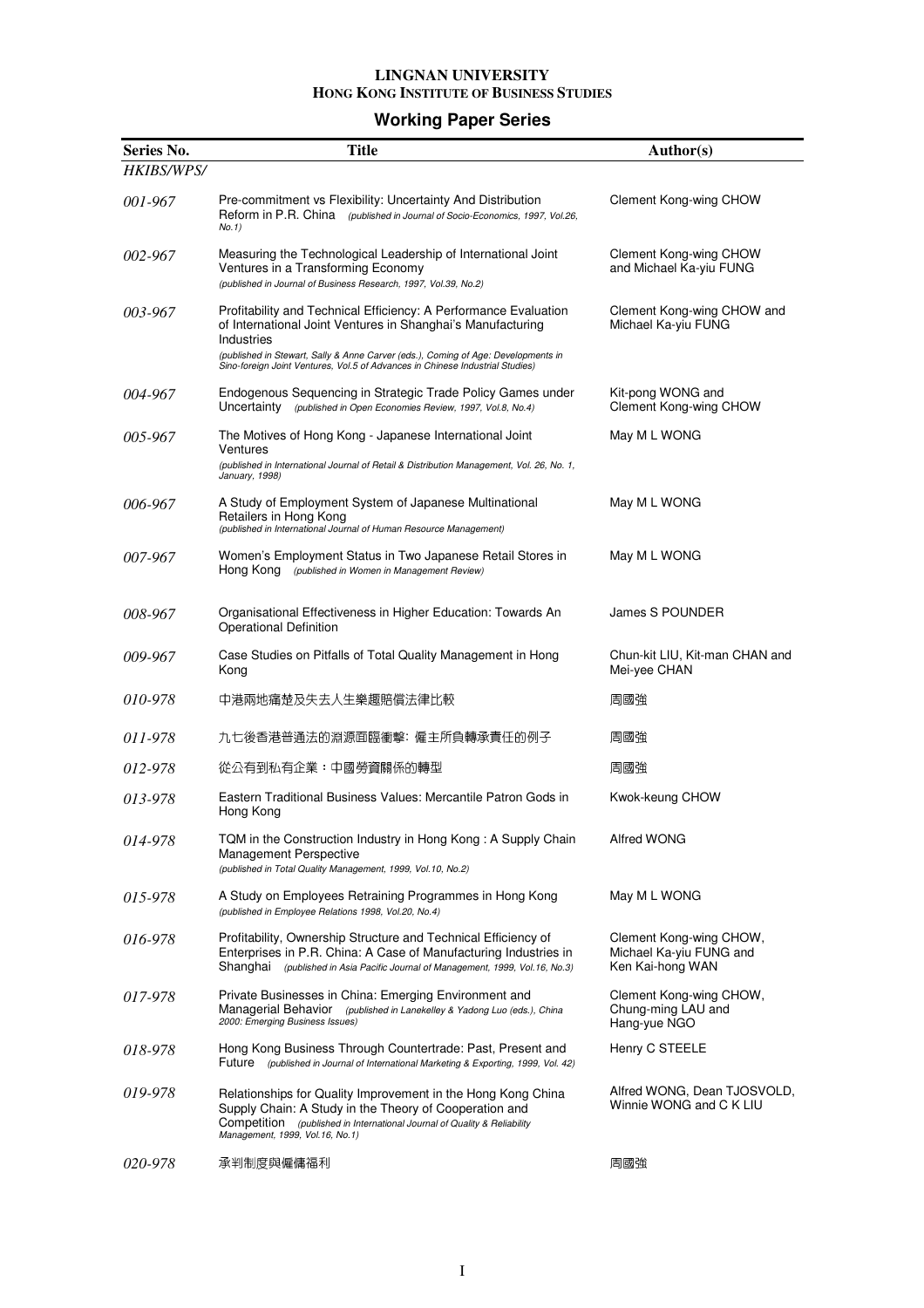**LINGNAN UNIVERSITY**
**HONG KONG INSTITUTE OF BUSINESS STUDIES**

## Working Paper Series

| Series No. | Title | Author(s) |
|---|---|---|
| *HKIBS/WPS/* | | |
| *001-967* | Pre-commitment vs Flexibility: Uncertainty And Distribution Reform in P.R. China *(published in Journal of Socio-Economics, 1997, Vol.26, No.1)* | Clement Kong-wing CHOW |
| *002-967* | Measuring the Technological Leadership of International Joint Ventures in a Transforming Economy *(published in Journal of Business Research, 1997, Vol.39, No.2)* | Clement Kong-wing CHOW and Michael Ka-yiu FUNG |
| *003-967* | Profitability and Technical Efficiency: A Performance Evaluation of International Joint Ventures in Shanghai's Manufacturing Industries *(published in Stewart, Sally & Anne Carver (eds.), Coming of Age: Developments in Sino-foreign Joint Ventures, Vol.5 of Advances in Chinese Industrial Studies)* | Clement Kong-wing CHOW and Michael Ka-yiu FUNG |
| *004-967* | Endogenous Sequencing in Strategic Trade Policy Games under Uncertainty *(published in Open Economies Review, 1997, Vol.8, No.4)* | Kit-pong WONG and Clement Kong-wing CHOW |
| *005-967* | The Motives of Hong Kong - Japanese International Joint Ventures *(published in International Journal of Retail & Distribution Management, Vol. 26, No. 1, January, 1998)* | May M L WONG |
| *006-967* | A Study of Employment System of Japanese Multinational Retailers in Hong Kong *(published in International Journal of Human Resource Management)* | May M L WONG |
| *007-967* | Women's Employment Status in Two Japanese Retail Stores in Hong Kong *(published in Women in Management Review)* | May M L WONG |
| *008-967* | Organisational Effectiveness in Higher Education: Towards An Operational Definition | James S POUNDER |
| *009-967* | Case Studies on Pitfalls of Total Quality Management in Hong Kong | Chun-kit LIU, Kit-man CHAN and Mei-yee CHAN |
| *010-978* | 中港兩地痛楚及失去人生樂趣賠償法律比較 | 周國強 |
| *011-978* | 九七後香港普通法的淵源面臨衝擊: 僱主所負轉承責任的例子 | 周國強 |
| *012-978* | 從公有到私有企業：中國勞資關係的轉型 | 周國強 |
| *013-978* | Eastern Traditional Business Values: Mercantile Patron Gods in Hong Kong | Kwok-keung CHOW |
| *014-978* | TQM in the Construction Industry in Hong Kong : A Supply Chain Management Perspective *(published in Total Quality Management, 1999, Vol.10, No.2)* | Alfred WONG |
| *015-978* | A Study on Employees Retraining Programmes in Hong Kong *(published in Employee Relations 1998, Vol.20, No.4)* | May M L WONG |
| *016-978* | Profitability, Ownership Structure and Technical Efficiency of Enterprises in P.R. China: A Case of Manufacturing Industries in Shanghai *(published in Asia Pacific Journal of Management, 1999, Vol.16, No.3)* | Clement Kong-wing CHOW, Michael Ka-yiu FUNG and Ken Kai-hong WAN |
| *017-978* | Private Businesses in China: Emerging Environment and Managerial Behavior *(published in Lanekelley & Yadong Luo (eds.), China 2000: Emerging Business Issues)* | Clement Kong-wing CHOW, Chung-ming LAU and Hang-yue NGO |
| *018-978* | Hong Kong Business Through Countertrade: Past, Present and Future *(published in Journal of International Marketing & Exporting, 1999, Vol. 42)* | Henry C STEELE |
| *019-978* | Relationships for Quality Improvement in the Hong Kong China Supply Chain: A Study in the Theory of Cooperation and Competition *(published in International Journal of Quality & Reliability Management, 1999, Vol.16, No.1)* | Alfred WONG, Dean TJOSVOLD, Winnie WONG and C K LIU |
| *020-978* | 承判制度與僱傭福利 | 周國強 |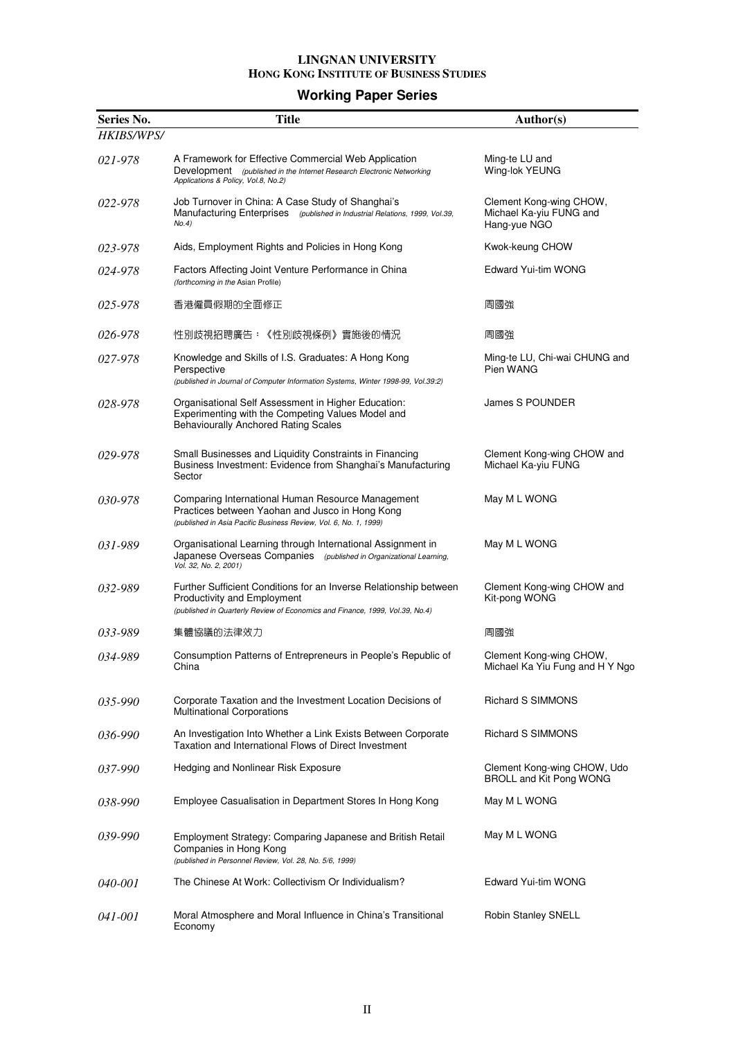**LINGNAN UNIVERSITY**
**HONG KONG INSTITUTE OF BUSINESS STUDIES**

## Working Paper Series

| Series No. | Title | Author(s) |
|---|---|---|
| *HKIBS/WPS/* | | |
| *021-978* | A Framework for Effective Commercial Web Application Development *(published in the Internet Research Electronic Networking Applications & Policy, Vol.8, No.2)* | Ming-te LU and Wing-lok YEUNG |
| *022-978* | Job Turnover in China: A Case Study of Shanghai's Manufacturing Enterprises *(published in Industrial Relations, 1999, Vol.39, No.4)* | Clement Kong-wing CHOW, Michael Ka-yiu FUNG and Hang-yue NGO |
| *023-978* | Aids, Employment Rights and Policies in Hong Kong | Kwok-keung CHOW |
| *024-978* | Factors Affecting Joint Venture Performance in China *(forthcoming in the Asian Profile)* | Edward Yui-tim WONG |
| *025-978* | 香港僱員假期的全面修正 | 周國強 |
| *026-978* | 性別歧視招聘廣告：《性別歧視條例》實施後的情況 | 周國強 |
| *027-978* | Knowledge and Skills of I.S. Graduates: A Hong Kong Perspective *(published in Journal of Computer Information Systems, Winter 1998-99, Vol.39:2)* | Ming-te LU, Chi-wai CHUNG and Pien WANG |
| *028-978* | Organisational Self Assessment in Higher Education: Experimenting with the Competing Values Model and Behaviourally Anchored Rating Scales | James S POUNDER |
| *029-978* | Small Businesses and Liquidity Constraints in Financing Business Investment: Evidence from Shanghai's Manufacturing Sector | Clement Kong-wing CHOW and Michael Ka-yiu FUNG |
| *030-978* | Comparing International Human Resource Management Practices between Yaohan and Jusco in Hong Kong *(published in Asia Pacific Business Review, Vol. 6, No. 1, 1999)* | May M L WONG |
| *031-989* | Organisational Learning through International Assignment in Japanese Overseas Companies *(published in Organizational Learning, Vol. 32, No. 2, 2001)* | May M L WONG |
| *032-989* | Further Sufficient Conditions for an Inverse Relationship between Productivity and Employment *(published in Quarterly Review of Economics and Finance, 1999, Vol.39, No.4)* | Clement Kong-wing CHOW and Kit-pong WONG |
| *033-989* | 集體協議的法律效力 | 周國強 |
| *034-989* | Consumption Patterns of Entrepreneurs in People's Republic of China | Clement Kong-wing CHOW, Michael Ka Yiu Fung and H Y Ngo |
| *035-990* | Corporate Taxation and the Investment Location Decisions of Multinational Corporations | Richard S SIMMONS |
| *036-990* | An Investigation Into Whether a Link Exists Between Corporate Taxation and International Flows of Direct Investment | Richard S SIMMONS |
| *037-990* | Hedging and Nonlinear Risk Exposure | Clement Kong-wing CHOW, Udo BROLL and Kit Pong WONG |
| *038-990* | Employee Casualisation in Department Stores In Hong Kong | May M L WONG |
| *039-990* | Employment Strategy: Comparing Japanese and British Retail Companies in Hong Kong *(published in Personnel Review, Vol. 28, No. 5/6, 1999)* | May M L WONG |
| *040-001* | The Chinese At Work: Collectivism Or Individualism? | Edward Yui-tim WONG |
| *041-001* | Moral Atmosphere and Moral Influence in China's Transitional Economy | Robin Stanley SNELL |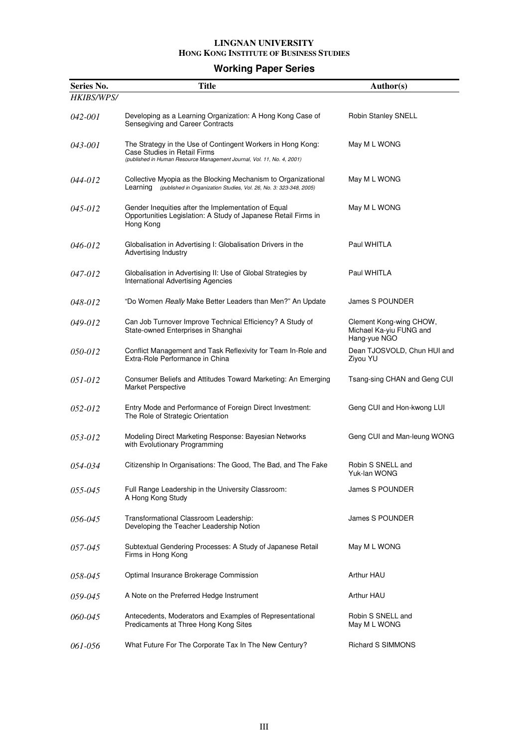**LINGNAN UNIVERSITY**
**HONG KONG INSTITUTE OF BUSINESS STUDIES**

## Working Paper Series

| Series No. | Title | Author(s) |
|---|---|---|
| *HKIBS/WPS/* | | |
| *042-001* | Developing as a Learning Organization: A Hong Kong Case of Sensegiving and Career Contracts | Robin Stanley SNELL |
| *043-001* | The Strategy in the Use of Contingent Workers in Hong Kong: Case Studies in Retail Firms *(published in Human Resource Management Journal, Vol. 11, No. 4, 2001)* | May M L WONG |
| *044-012* | Collective Myopia as the Blocking Mechanism to Organizational Learning *(published in Organization Studies, Vol. 26, No. 3: 323-348, 2005)* | May M L WONG |
| *045-012* | Gender Inequities after the Implementation of Equal Opportunities Legislation: A Study of Japanese Retail Firms in Hong Kong | May M L WONG |
| *046-012* | Globalisation in Advertising I: Globalisation Drivers in the Advertising Industry | Paul WHITLA |
| *047-012* | Globalisation in Advertising II: Use of Global Strategies by International Advertising Agencies | Paul WHITLA |
| *048-012* | "Do Women *Really* Make Better Leaders than Men?" An Update | James S POUNDER |
| *049-012* | Can Job Turnover Improve Technical Efficiency? A Study of State-owned Enterprises in Shanghai | Clement Kong-wing CHOW, Michael Ka-yiu FUNG and Hang-yue NGO |
| *050-012* | Conflict Management and Task Reflexivity for Team In-Role and Extra-Role Performance in China | Dean TJOSVOLD, Chun HUI and Ziyou YU |
| *051-012* | Consumer Beliefs and Attitudes Toward Marketing: An Emerging Market Perspective | Tsang-sing CHAN and Geng CUI |
| *052-012* | Entry Mode and Performance of Foreign Direct Investment: The Role of Strategic Orientation | Geng CUI and Hon-kwong LUI |
| *053-012* | Modeling Direct Marketing Response: Bayesian Networks with Evolutionary Programming | Geng CUI and Man-leung WONG |
| *054-034* | Citizenship In Organisations: The Good, The Bad, and The Fake | Robin S SNELL and Yuk-lan WONG |
| *055-045* | Full Range Leadership in the University Classroom: A Hong Kong Study | James S POUNDER |
| *056-045* | Transformational Classroom Leadership: Developing the Teacher Leadership Notion | James S POUNDER |
| *057-045* | Subtextual Gendering Processes: A Study of Japanese Retail Firms in Hong Kong | May M L WONG |
| *058-045* | Optimal Insurance Brokerage Commission | Arthur HAU |
| *059-045* | A Note on the Preferred Hedge Instrument | Arthur HAU |
| *060-045* | Antecedents, Moderators and Examples of Representational Predicaments at Three Hong Kong Sites | Robin S SNELL and May M L WONG |
| *061-056* | What Future For The Corporate Tax In The New Century? | Richard S SIMMONS |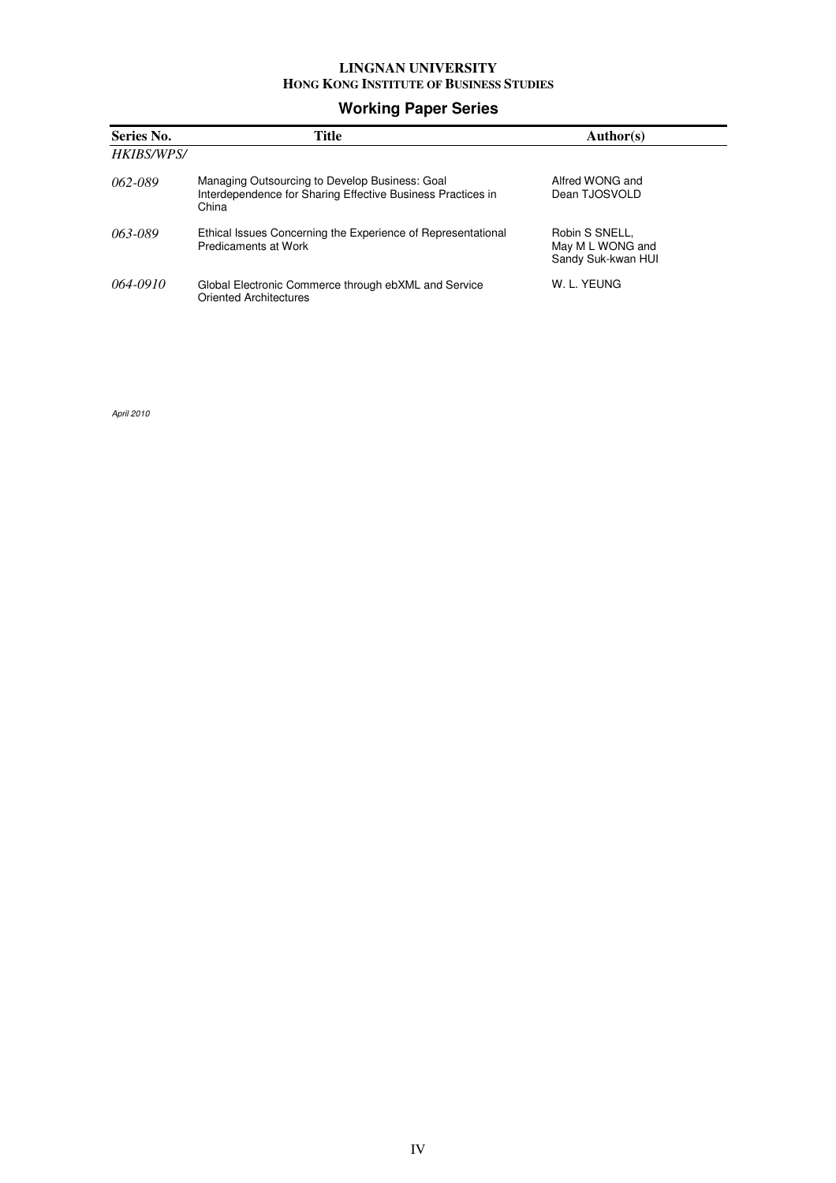**LINGNAN UNIVERSITY**
**HONG KONG INSTITUTE OF BUSINESS STUDIES**

## Working Paper Series

| Series No. | Title | Author(s) |
|---|---|---|
| *HKIBS/WPS/* | | |
| *062-089* | Managing Outsourcing to Develop Business: Goal Interdependence for Sharing Effective Business Practices in China | Alfred WONG and Dean TJOSVOLD |
| *063-089* | Ethical Issues Concerning the Experience of Representational Predicaments at Work | Robin S SNELL, May M L WONG and Sandy Suk-kwan HUI |
| *064-0910* | Global Electronic Commerce through ebXML and Service Oriented Architectures | W. L. YEUNG |

*April 2010*